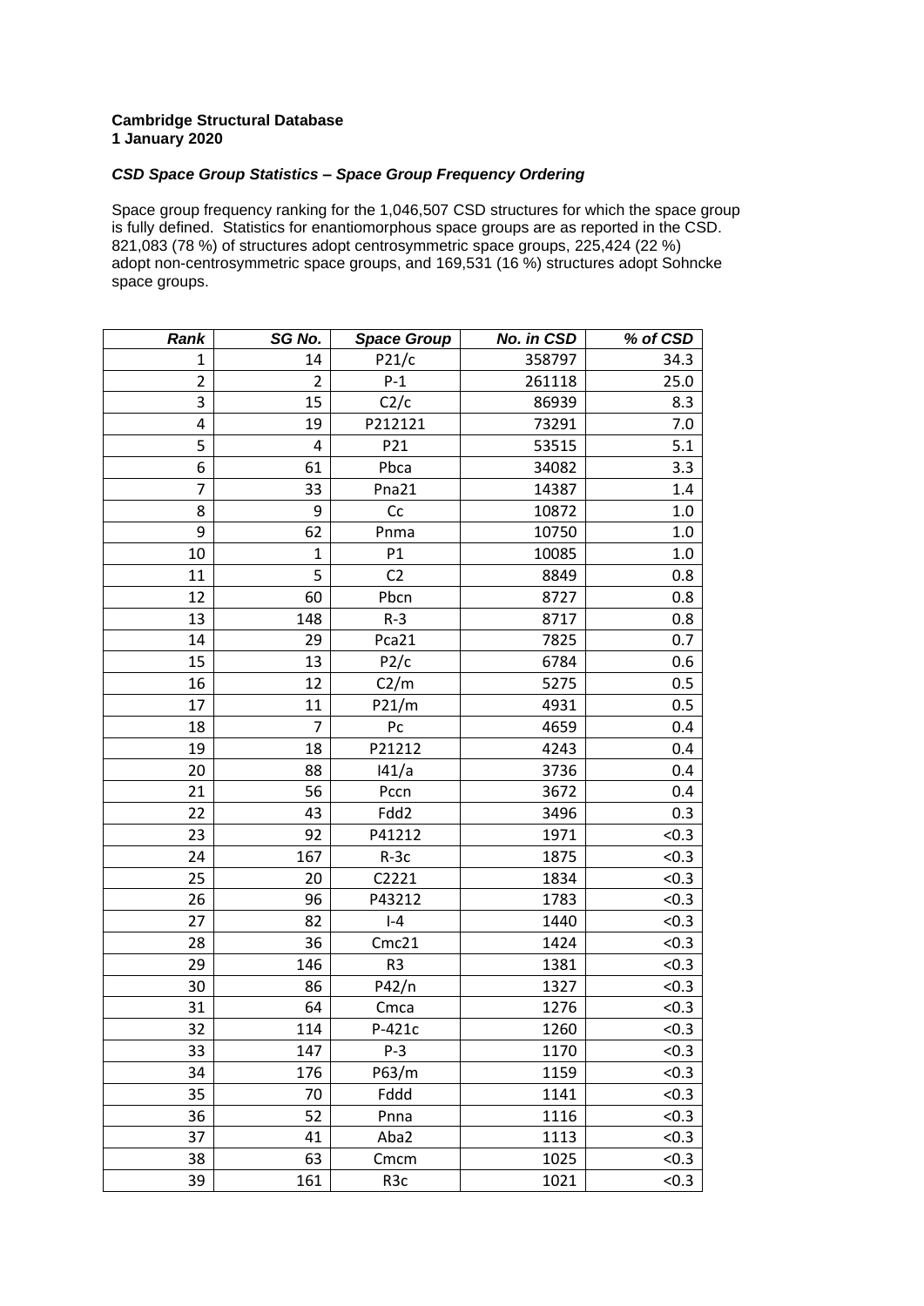**Cambridge Structural Database**
**1 January 2020**

***CSD Space Group Statistics – Space Group Frequency Ordering***

Space group frequency ranking for the 1,046,507 CSD structures for which the space group is fully defined. Statistics for enantiomorphous space groups are as reported in the CSD. 821,083 (78 %) of structures adopt centrosymmetric space groups, 225,424 (22 %) adopt non-centrosymmetric space groups, and 169,531 (16 %) structures adopt Sohncke space groups.

| *Rank* | *SG No.* | *Space Group* | *No. in CSD* | *% of CSD* |
|---|---|---|---|---|
| 1 | 14 | P21/c | 358797 | 34.3 |
| 2 | 2 | P-1 | 261118 | 25.0 |
| 3 | 15 | C2/c | 86939 | 8.3 |
| 4 | 19 | P212121 | 73291 | 7.0 |
| 5 | 4 | P21 | 53515 | 5.1 |
| 6 | 61 | Pbca | 34082 | 3.3 |
| 7 | 33 | Pna21 | 14387 | 1.4 |
| 8 | 9 | Cc | 10872 | 1.0 |
| 9 | 62 | Pnma | 10750 | 1.0 |
| 10 | 1 | P1 | 10085 | 1.0 |
| 11 | 5 | C2 | 8849 | 0.8 |
| 12 | 60 | Pbcn | 8727 | 0.8 |
| 13 | 148 | R-3 | 8717 | 0.8 |
| 14 | 29 | Pca21 | 7825 | 0.7 |
| 15 | 13 | P2/c | 6784 | 0.6 |
| 16 | 12 | C2/m | 5275 | 0.5 |
| 17 | 11 | P21/m | 4931 | 0.5 |
| 18 | 7 | Pc | 4659 | 0.4 |
| 19 | 18 | P21212 | 4243 | 0.4 |
| 20 | 88 | I41/a | 3736 | 0.4 |
| 21 | 56 | Pccn | 3672 | 0.4 |
| 22 | 43 | Fdd2 | 3496 | 0.3 |
| 23 | 92 | P41212 | 1971 | <0.3 |
| 24 | 167 | R-3c | 1875 | <0.3 |
| 25 | 20 | C2221 | 1834 | <0.3 |
| 26 | 96 | P43212 | 1783 | <0.3 |
| 27 | 82 | I-4 | 1440 | <0.3 |
| 28 | 36 | Cmc21 | 1424 | <0.3 |
| 29 | 146 | R3 | 1381 | <0.3 |
| 30 | 86 | P42/n | 1327 | <0.3 |
| 31 | 64 | Cmca | 1276 | <0.3 |
| 32 | 114 | P-421c | 1260 | <0.3 |
| 33 | 147 | P-3 | 1170 | <0.3 |
| 34 | 176 | P63/m | 1159 | <0.3 |
| 35 | 70 | Fddd | 1141 | <0.3 |
| 36 | 52 | Pnna | 1116 | <0.3 |
| 37 | 41 | Aba2 | 1113 | <0.3 |
| 38 | 63 | Cmcm | 1025 | <0.3 |
| 39 | 161 | R3c | 1021 | <0.3 |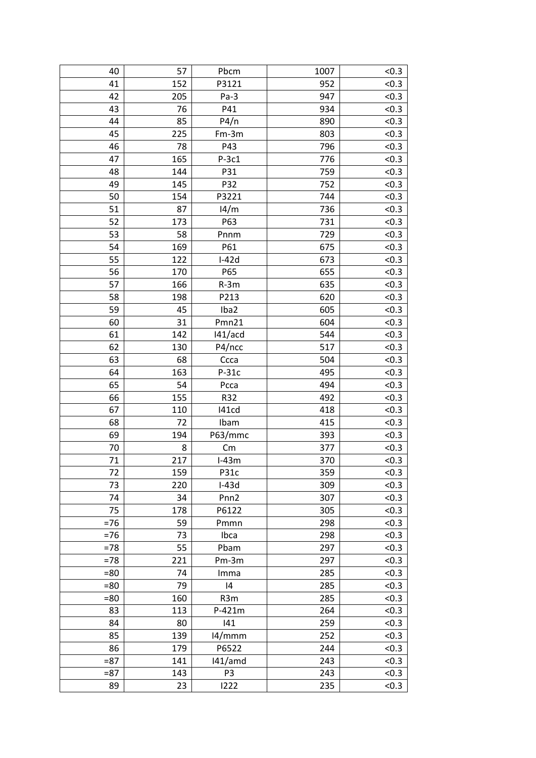| 40 | 57 | Pbcm | 1007 | <0.3 |
|---|---|---|---|---|
| 41 | 152 | P3121 | 952 | <0.3 |
| 42 | 205 | Pa-3 | 947 | <0.3 |
| 43 | 76 | P41 | 934 | <0.3 |
| 44 | 85 | P4/n | 890 | <0.3 |
| 45 | 225 | Fm-3m | 803 | <0.3 |
| 46 | 78 | P43 | 796 | <0.3 |
| 47 | 165 | P-3c1 | 776 | <0.3 |
| 48 | 144 | P31 | 759 | <0.3 |
| 49 | 145 | P32 | 752 | <0.3 |
| 50 | 154 | P3221 | 744 | <0.3 |
| 51 | 87 | I4/m | 736 | <0.3 |
| 52 | 173 | P63 | 731 | <0.3 |
| 53 | 58 | Pnnm | 729 | <0.3 |
| 54 | 169 | P61 | 675 | <0.3 |
| 55 | 122 | I-42d | 673 | <0.3 |
| 56 | 170 | P65 | 655 | <0.3 |
| 57 | 166 | R-3m | 635 | <0.3 |
| 58 | 198 | P213 | 620 | <0.3 |
| 59 | 45 | Iba2 | 605 | <0.3 |
| 60 | 31 | Pmn21 | 604 | <0.3 |
| 61 | 142 | I41/acd | 544 | <0.3 |
| 62 | 130 | P4/ncc | 517 | <0.3 |
| 63 | 68 | Ccca | 504 | <0.3 |
| 64 | 163 | P-31c | 495 | <0.3 |
| 65 | 54 | Pcca | 494 | <0.3 |
| 66 | 155 | R32 | 492 | <0.3 |
| 67 | 110 | I41cd | 418 | <0.3 |
| 68 | 72 | Ibam | 415 | <0.3 |
| 69 | 194 | P63/mmc | 393 | <0.3 |
| 70 | 8 | Cm | 377 | <0.3 |
| 71 | 217 | I-43m | 370 | <0.3 |
| 72 | 159 | P31c | 359 | <0.3 |
| 73 | 220 | I-43d | 309 | <0.3 |
| 74 | 34 | Pnn2 | 307 | <0.3 |
| 75 | 178 | P6122 | 305 | <0.3 |
| =76 | 59 | Pmmn | 298 | <0.3 |
| =76 | 73 | Ibca | 298 | <0.3 |
| =78 | 55 | Pbam | 297 | <0.3 |
| =78 | 221 | Pm-3m | 297 | <0.3 |
| =80 | 74 | Imma | 285 | <0.3 |
| =80 | 79 | I4 | 285 | <0.3 |
| =80 | 160 | R3m | 285 | <0.3 |
| 83 | 113 | P-421m | 264 | <0.3 |
| 84 | 80 | I41 | 259 | <0.3 |
| 85 | 139 | I4/mmm | 252 | <0.3 |
| 86 | 179 | P6522 | 244 | <0.3 |
| =87 | 141 | I41/amd | 243 | <0.3 |
| =87 | 143 | P3 | 243 | <0.3 |
| 89 | 23 | I222 | 235 | <0.3 |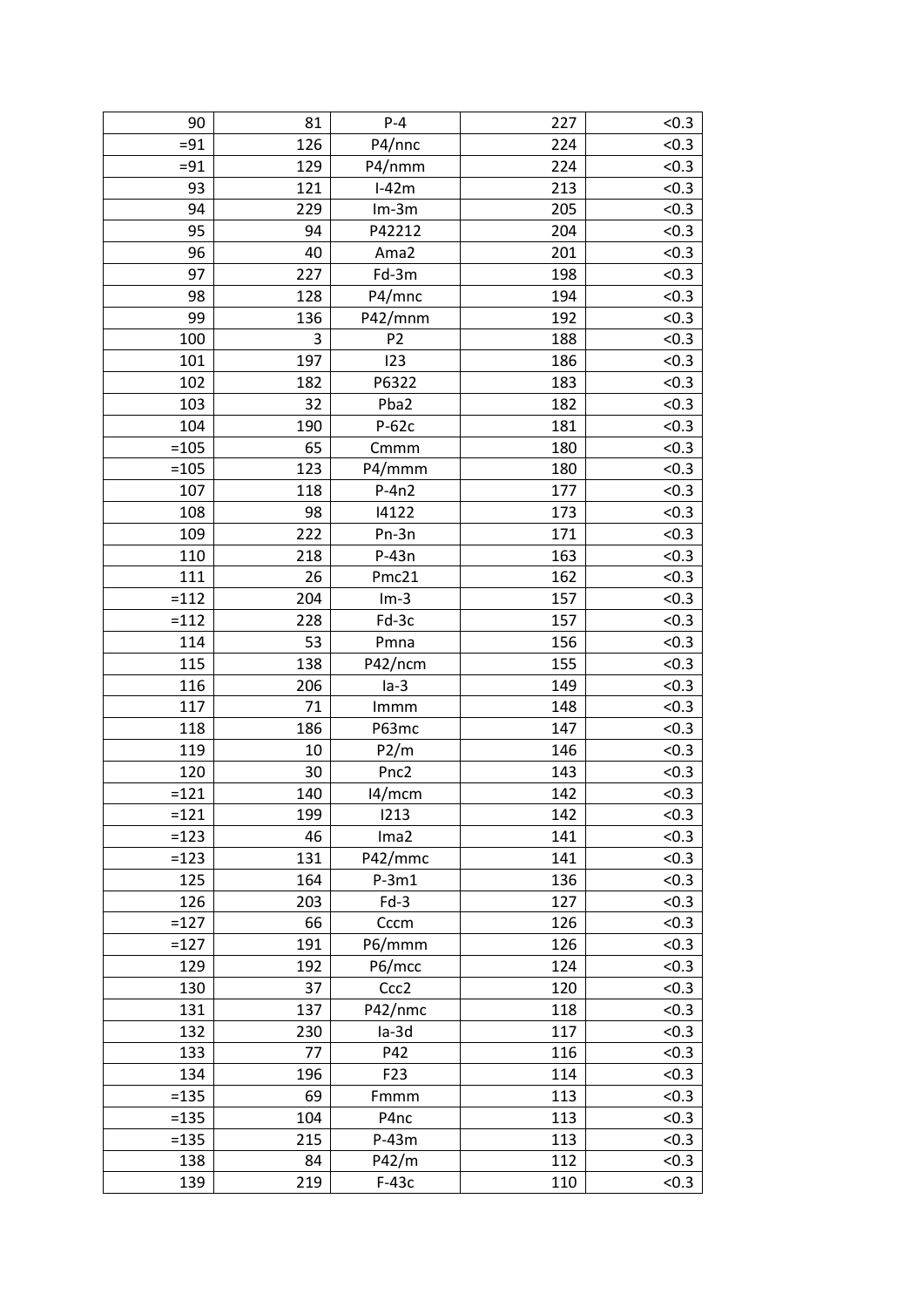| 90 | 81 | P-4 | 227 | <0.3 |
|---|---|---|---|---|
| =91 | 126 | P4/nnc | 224 | <0.3 |
| =91 | 129 | P4/nmm | 224 | <0.3 |
| 93 | 121 | I-42m | 213 | <0.3 |
| 94 | 229 | Im-3m | 205 | <0.3 |
| 95 | 94 | P42212 | 204 | <0.3 |
| 96 | 40 | Ama2 | 201 | <0.3 |
| 97 | 227 | Fd-3m | 198 | <0.3 |
| 98 | 128 | P4/mnc | 194 | <0.3 |
| 99 | 136 | P42/mnm | 192 | <0.3 |
| 100 | 3 | P2 | 188 | <0.3 |
| 101 | 197 | I23 | 186 | <0.3 |
| 102 | 182 | P6322 | 183 | <0.3 |
| 103 | 32 | Pba2 | 182 | <0.3 |
| 104 | 190 | P-62c | 181 | <0.3 |
| =105 | 65 | Cmmm | 180 | <0.3 |
| =105 | 123 | P4/mmm | 180 | <0.3 |
| 107 | 118 | P-4n2 | 177 | <0.3 |
| 108 | 98 | I4122 | 173 | <0.3 |
| 109 | 222 | Pn-3n | 171 | <0.3 |
| 110 | 218 | P-43n | 163 | <0.3 |
| 111 | 26 | Pmc21 | 162 | <0.3 |
| =112 | 204 | Im-3 | 157 | <0.3 |
| =112 | 228 | Fd-3c | 157 | <0.3 |
| 114 | 53 | Pmna | 156 | <0.3 |
| 115 | 138 | P42/ncm | 155 | <0.3 |
| 116 | 206 | Ia-3 | 149 | <0.3 |
| 117 | 71 | Immm | 148 | <0.3 |
| 118 | 186 | P63mc | 147 | <0.3 |
| 119 | 10 | P2/m | 146 | <0.3 |
| 120 | 30 | Pnc2 | 143 | <0.3 |
| =121 | 140 | I4/mcm | 142 | <0.3 |
| =121 | 199 | I213 | 142 | <0.3 |
| =123 | 46 | Ima2 | 141 | <0.3 |
| =123 | 131 | P42/mmc | 141 | <0.3 |
| 125 | 164 | P-3m1 | 136 | <0.3 |
| 126 | 203 | Fd-3 | 127 | <0.3 |
| =127 | 66 | Cccm | 126 | <0.3 |
| =127 | 191 | P6/mmm | 126 | <0.3 |
| 129 | 192 | P6/mcc | 124 | <0.3 |
| 130 | 37 | Ccc2 | 120 | <0.3 |
| 131 | 137 | P42/nmc | 118 | <0.3 |
| 132 | 230 | Ia-3d | 117 | <0.3 |
| 133 | 77 | P42 | 116 | <0.3 |
| 134 | 196 | F23 | 114 | <0.3 |
| =135 | 69 | Fmmm | 113 | <0.3 |
| =135 | 104 | P4nc | 113 | <0.3 |
| =135 | 215 | P-43m | 113 | <0.3 |
| 138 | 84 | P42/m | 112 | <0.3 |
| 139 | 219 | F-43c | 110 | <0.3 |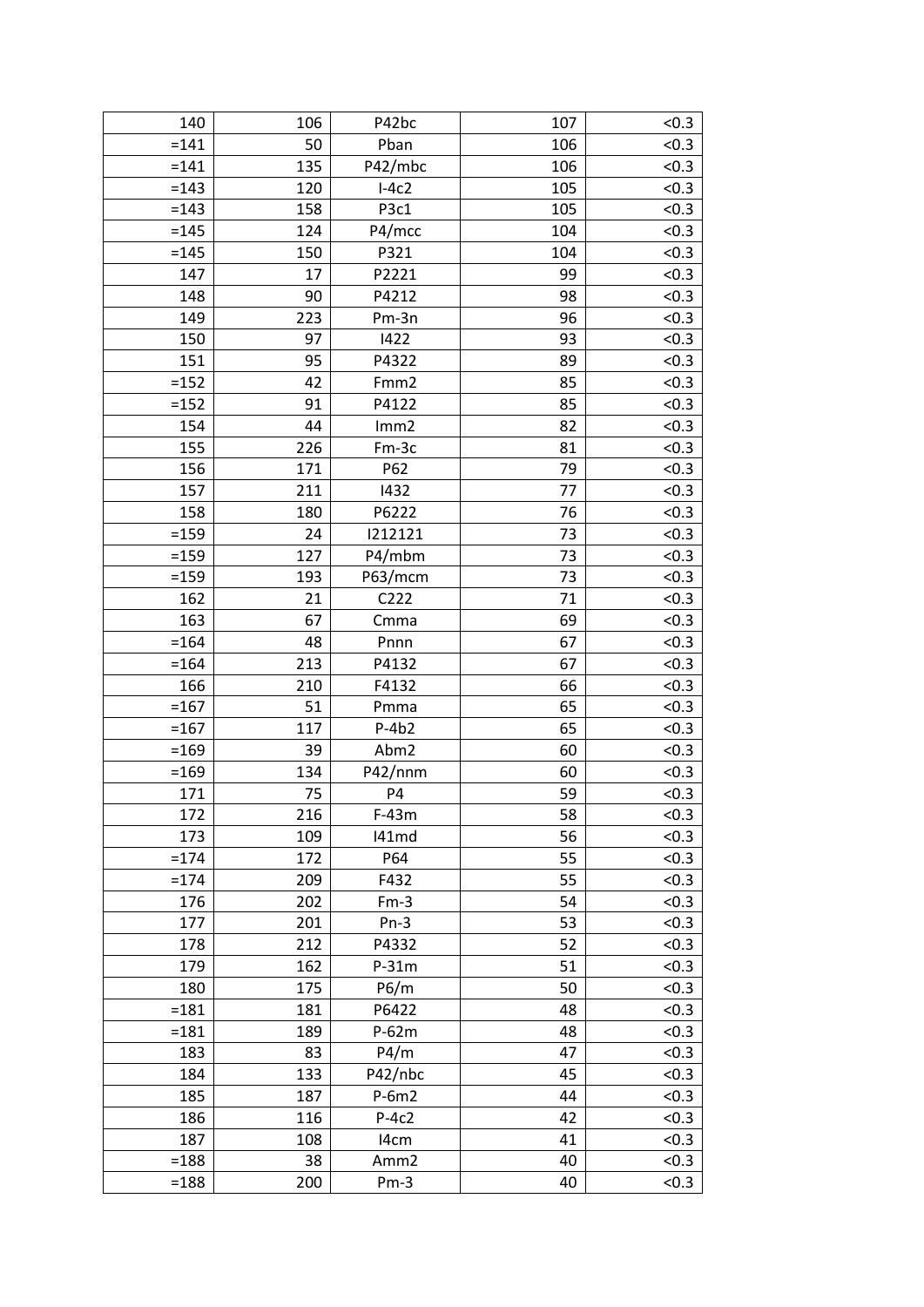| 140 | 106 | P42bc | 107 | <0.3 |
|---|---|---|---|---|
| =141 | 50 | Pban | 106 | <0.3 |
| =141 | 135 | P42/mbc | 106 | <0.3 |
| =143 | 120 | I-4c2 | 105 | <0.3 |
| =143 | 158 | P3c1 | 105 | <0.3 |
| =145 | 124 | P4/mcc | 104 | <0.3 |
| =145 | 150 | P321 | 104 | <0.3 |
| 147 | 17 | P2221 | 99 | <0.3 |
| 148 | 90 | P4212 | 98 | <0.3 |
| 149 | 223 | Pm-3n | 96 | <0.3 |
| 150 | 97 | I422 | 93 | <0.3 |
| 151 | 95 | P4322 | 89 | <0.3 |
| =152 | 42 | Fmm2 | 85 | <0.3 |
| =152 | 91 | P4122 | 85 | <0.3 |
| 154 | 44 | Imm2 | 82 | <0.3 |
| 155 | 226 | Fm-3c | 81 | <0.3 |
| 156 | 171 | P62 | 79 | <0.3 |
| 157 | 211 | I432 | 77 | <0.3 |
| 158 | 180 | P6222 | 76 | <0.3 |
| =159 | 24 | I212121 | 73 | <0.3 |
| =159 | 127 | P4/mbm | 73 | <0.3 |
| =159 | 193 | P63/mcm | 73 | <0.3 |
| 162 | 21 | C222 | 71 | <0.3 |
| 163 | 67 | Cmma | 69 | <0.3 |
| =164 | 48 | Pnnn | 67 | <0.3 |
| =164 | 213 | P4132 | 67 | <0.3 |
| 166 | 210 | F4132 | 66 | <0.3 |
| =167 | 51 | Pmma | 65 | <0.3 |
| =167 | 117 | P-4b2 | 65 | <0.3 |
| =169 | 39 | Abm2 | 60 | <0.3 |
| =169 | 134 | P42/nnm | 60 | <0.3 |
| 171 | 75 | P4 | 59 | <0.3 |
| 172 | 216 | F-43m | 58 | <0.3 |
| 173 | 109 | I41md | 56 | <0.3 |
| =174 | 172 | P64 | 55 | <0.3 |
| =174 | 209 | F432 | 55 | <0.3 |
| 176 | 202 | Fm-3 | 54 | <0.3 |
| 177 | 201 | Pn-3 | 53 | <0.3 |
| 178 | 212 | P4332 | 52 | <0.3 |
| 179 | 162 | P-31m | 51 | <0.3 |
| 180 | 175 | P6/m | 50 | <0.3 |
| =181 | 181 | P6422 | 48 | <0.3 |
| =181 | 189 | P-62m | 48 | <0.3 |
| 183 | 83 | P4/m | 47 | <0.3 |
| 184 | 133 | P42/nbc | 45 | <0.3 |
| 185 | 187 | P-6m2 | 44 | <0.3 |
| 186 | 116 | P-4c2 | 42 | <0.3 |
| 187 | 108 | I4cm | 41 | <0.3 |
| =188 | 38 | Amm2 | 40 | <0.3 |
| =188 | 200 | Pm-3 | 40 | <0.3 |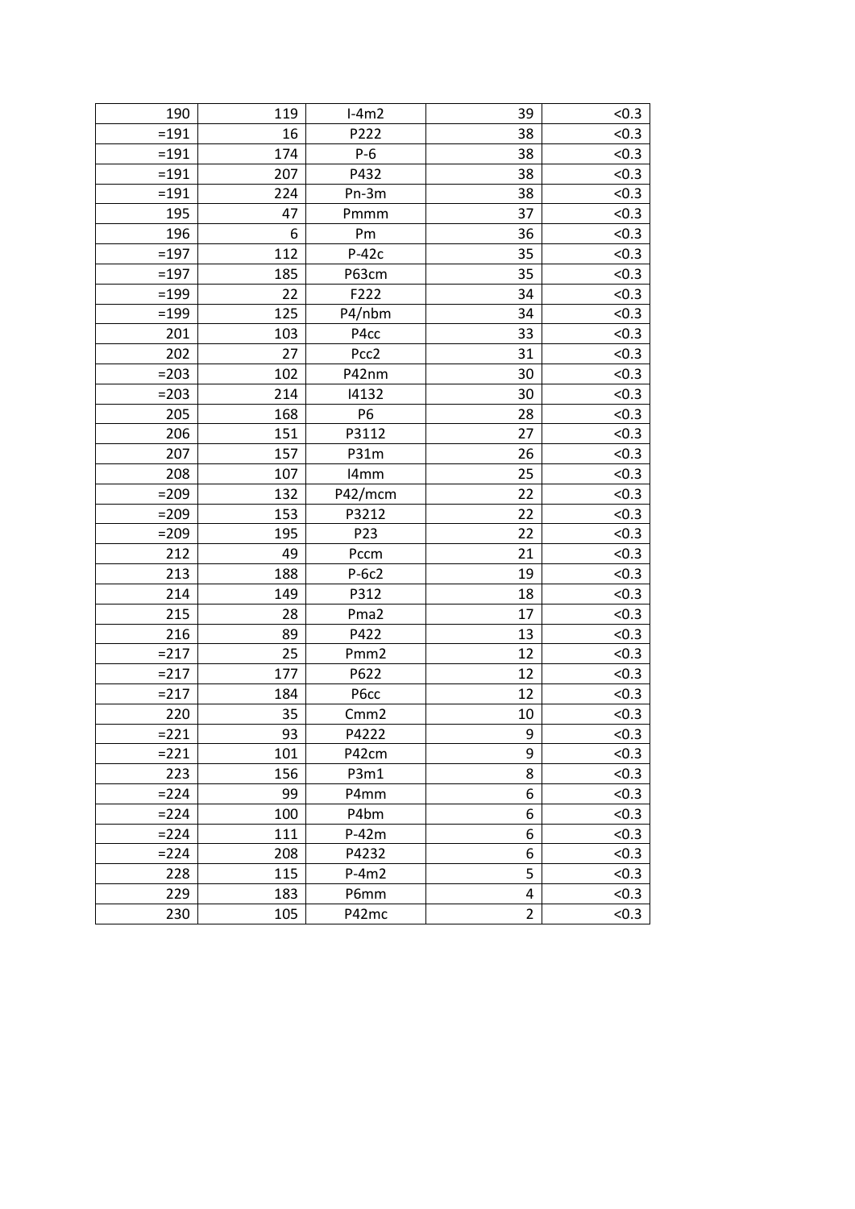| | | | | |
|---|---|---|---|---|
| 190 | 119 | I-4m2 | 39 | <0.3 |
| =191 | 16 | P222 | 38 | <0.3 |
| =191 | 174 | P-6 | 38 | <0.3 |
| =191 | 207 | P432 | 38 | <0.3 |
| =191 | 224 | Pn-3m | 38 | <0.3 |
| 195 | 47 | Pmmm | 37 | <0.3 |
| 196 | 6 | Pm | 36 | <0.3 |
| =197 | 112 | P-42c | 35 | <0.3 |
| =197 | 185 | P63cm | 35 | <0.3 |
| =199 | 22 | F222 | 34 | <0.3 |
| =199 | 125 | P4/nbm | 34 | <0.3 |
| 201 | 103 | P4cc | 33 | <0.3 |
| 202 | 27 | Pcc2 | 31 | <0.3 |
| =203 | 102 | P42nm | 30 | <0.3 |
| =203 | 214 | I4132 | 30 | <0.3 |
| 205 | 168 | P6 | 28 | <0.3 |
| 206 | 151 | P3112 | 27 | <0.3 |
| 207 | 157 | P31m | 26 | <0.3 |
| 208 | 107 | I4mm | 25 | <0.3 |
| =209 | 132 | P42/mcm | 22 | <0.3 |
| =209 | 153 | P3212 | 22 | <0.3 |
| =209 | 195 | P23 | 22 | <0.3 |
| 212 | 49 | Pccm | 21 | <0.3 |
| 213 | 188 | P-6c2 | 19 | <0.3 |
| 214 | 149 | P312 | 18 | <0.3 |
| 215 | 28 | Pma2 | 17 | <0.3 |
| 216 | 89 | P422 | 13 | <0.3 |
| =217 | 25 | Pmm2 | 12 | <0.3 |
| =217 | 177 | P622 | 12 | <0.3 |
| =217 | 184 | P6cc | 12 | <0.3 |
| 220 | 35 | Cmm2 | 10 | <0.3 |
| =221 | 93 | P4222 | 9 | <0.3 |
| =221 | 101 | P42cm | 9 | <0.3 |
| 223 | 156 | P3m1 | 8 | <0.3 |
| =224 | 99 | P4mm | 6 | <0.3 |
| =224 | 100 | P4bm | 6 | <0.3 |
| =224 | 111 | P-42m | 6 | <0.3 |
| =224 | 208 | P4232 | 6 | <0.3 |
| 228 | 115 | P-4m2 | 5 | <0.3 |
| 229 | 183 | P6mm | 4 | <0.3 |
| 230 | 105 | P42mc | 2 | <0.3 |